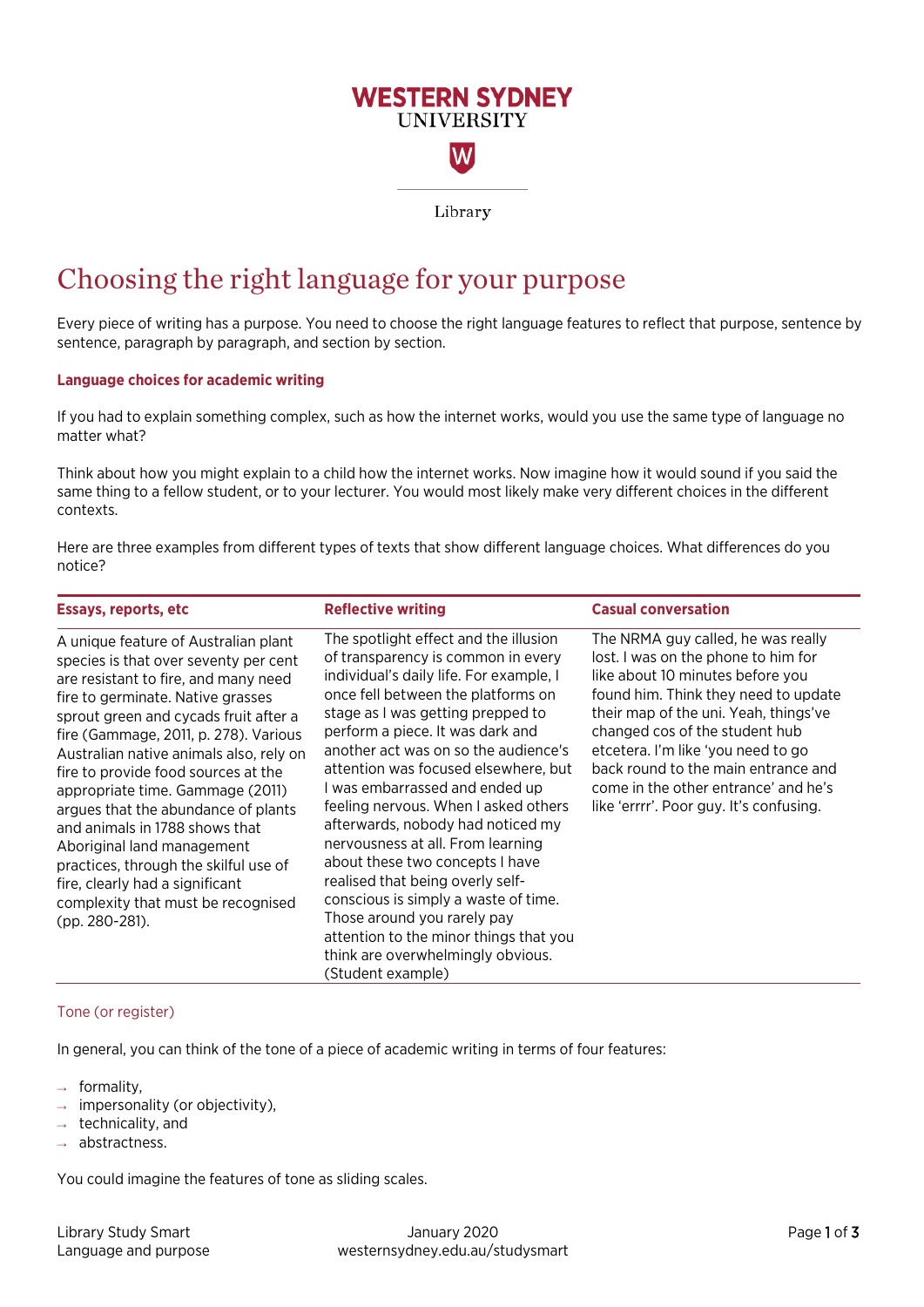Western Sydney University

Library

# Choosing the right language for your purpose

Every piece of writing has a purpose. You need to choose the right language features to reflect that purpose, sentence by sentence, paragraph by paragraph, and section by section.

### Language choices for academic writing

If you had to explain something complex, such as how the internet works, would you use the same type of language no matter what?

Think about how you might explain to a child how the internet works. Now imagine how it would sound if you said the same thing to a fellow student, or to your lecturer. You would most likely make very different choices in the different contexts.

Here are three examples from different types of texts that show different language choices. What differences do you notice?

| Essays, reports, etc | Reflective writing | Casual conversation |
|---|---|---|
| A unique feature of Australian plant species is that over seventy per cent are resistant to fire, and many need fire to germinate. Native grasses sprout green and cycads fruit after a fire (Gammage, 2011, p. 278). Various Australian native animals also, rely on fire to provide food sources at the appropriate time. Gammage (2011) argues that the abundance of plants and animals in 1788 shows that Aboriginal land management practices, through the skilful use of fire, clearly had a significant complexity that must be recognised (pp. 280-281). | The spotlight effect and the illusion of transparency is common in every individual's daily life. For example, I once fell between the platforms on stage as I was getting prepped to perform a piece. It was dark and another act was on so the audience's attention was focused elsewhere, but I was embarrassed and ended up feeling nervous. When I asked others afterwards, nobody had noticed my nervousness at all. From learning about these two concepts I have realised that being overly self-conscious is simply a waste of time. Those around you rarely pay attention to the minor things that you think are overwhelmingly obvious. (Student example) | The NRMA guy called, he was really lost. I was on the phone to him for like about 10 minutes before you found him. Think they need to update their map of the uni. Yeah, things've changed cos of the student hub etcetera. I'm like 'you need to go back round to the main entrance and come in the other entrance' and he's like 'errrr'. Poor guy. It's confusing. |

### Tone (or register)

In general, you can think of the tone of a piece of academic writing in terms of four features:

- formality,
- impersonality (or objectivity),
- technicality, and
- abstractness.

You could imagine the features of tone as sliding scales.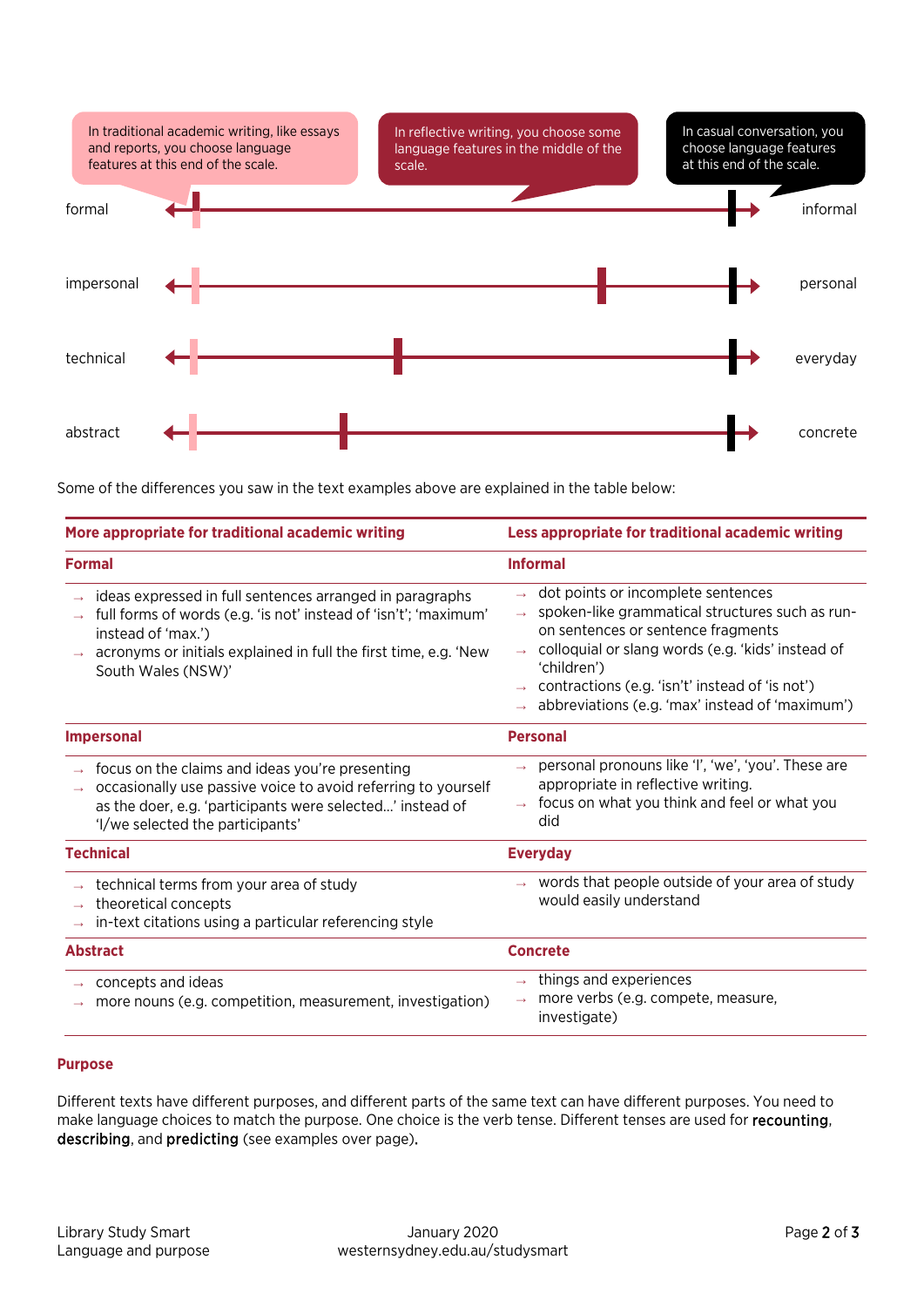In traditional academic writing, like essays and reports, you choose language features at this end of the scale.

In reflective writing, you choose some language features in the middle of the scale.

In casual conversation, you choose language features at this end of the scale.

| | |
|---|---|
| formal | informal |
| impersonal | personal |
| technical | everyday |
| abstract | concrete |

Some of the differences you saw in the text examples above are explained in the table below:

| More appropriate for traditional academic writing | Less appropriate for traditional academic writing |
|---|---|
| **Formal** | **Informal** |
| → ideas expressed in full sentences arranged in paragraphs<br>→ full forms of words (e.g. 'is not' instead of 'isn't'; 'maximum' instead of 'max.')<br>→ acronyms or initials explained in full the first time, e.g. 'New South Wales (NSW)' | → dot points or incomplete sentences<br>→ spoken-like grammatical structures such as run-on sentences or sentence fragments<br>→ colloquial or slang words (e.g. 'kids' instead of 'children')<br>→ contractions (e.g. 'isn't' instead of 'is not')<br>→ abbreviations (e.g. 'max' instead of 'maximum') |
| **Impersonal** | **Personal** |
| → focus on the claims and ideas you're presenting<br>→ occasionally use passive voice to avoid referring to yourself as the doer, e.g. 'participants were selected…' instead of 'I/we selected the participants' | → personal pronouns like 'I', 'we', 'you'. These are appropriate in reflective writing.<br>→ focus on what you think and feel or what you did |
| **Technical** | **Everyday** |
| → technical terms from your area of study<br>→ theoretical concepts<br>→ in-text citations using a particular referencing style | → words that people outside of your area of study would easily understand |
| **Abstract** | **Concrete** |
| → concepts and ideas<br>→ more nouns (e.g. competition, measurement, investigation) | → things and experiences<br>→ more verbs (e.g. compete, measure, investigate) |

## Purpose

Different texts have different purposes, and different parts of the same text can have different purposes. You need to make language choices to match the purpose. One choice is the verb tense. Different tenses are used for **recounting**, **describing**, and **predicting** (see examples over page).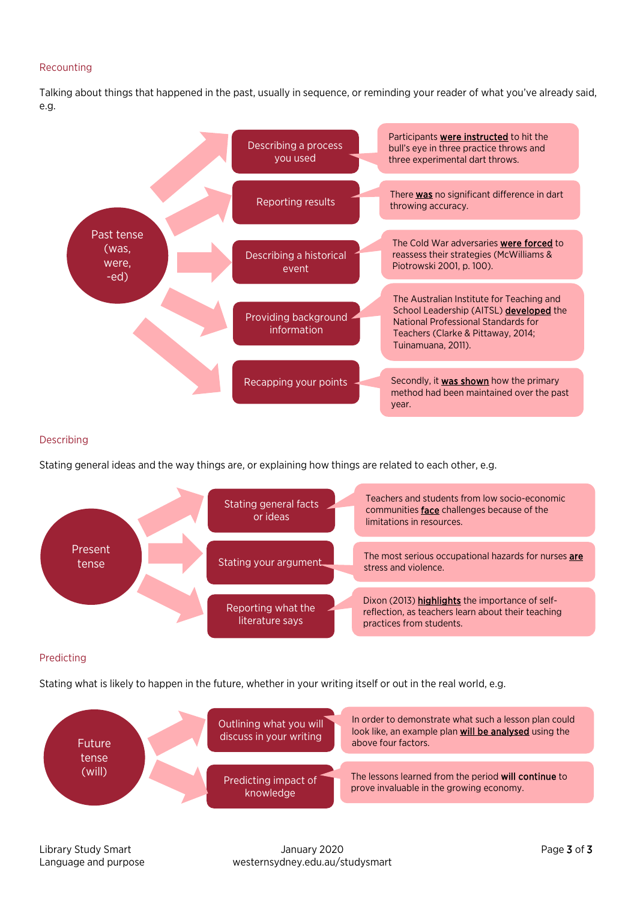## Recounting

Talking about things that happened in the past, usually in sequence, or reminding your reader of what you've already said, e.g.

Past tense (was, were, -ed)

- **Describing a process you used**: Participants **were instructed** to hit the bull's eye in three practice throws and three experimental dart throws.
- **Reporting results**: There **was** no significant difference in dart throwing accuracy.
- **Describing a historical event**: The Cold War adversaries **were forced** to reassess their strategies (McWilliams & Piotrowski 2001, p. 100).
- **Providing background information**: The Australian Institute for Teaching and School Leadership (AITSL) **developed** the National Professional Standards for Teachers (Clarke & Pittaway, 2014; Tuinamuana, 2011).
- **Recapping your points**: Secondly, it **was shown** how the primary method had been maintained over the past year.

## Describing

Stating general ideas and the way things are, or explaining how things are related to each other, e.g.

Present tense

- **Stating general facts or ideas**: Teachers and students from low socio-economic communities **face** challenges because of the limitations in resources.
- **Stating your argument**: The most serious occupational hazards for nurses **are** stress and violence.
- **Reporting what the literature says**: Dixon (2013) **highlights** the importance of self-reflection, as teachers learn about their teaching practices from students.

## Predicting

Stating what is likely to happen in the future, whether in your writing itself or out in the real world, e.g.

Future tense (will)

- **Outlining what you will discuss in your writing**: In order to demonstrate what such a lesson plan could look like, an example plan **will be analysed** using the above four factors.
- **Predicting impact of knowledge**: The lessons learned from the period **will continue** to prove invaluable in the growing economy.

Library Study Smart
Language and purpose

January 2020
westernsydney.edu.au/studysmart